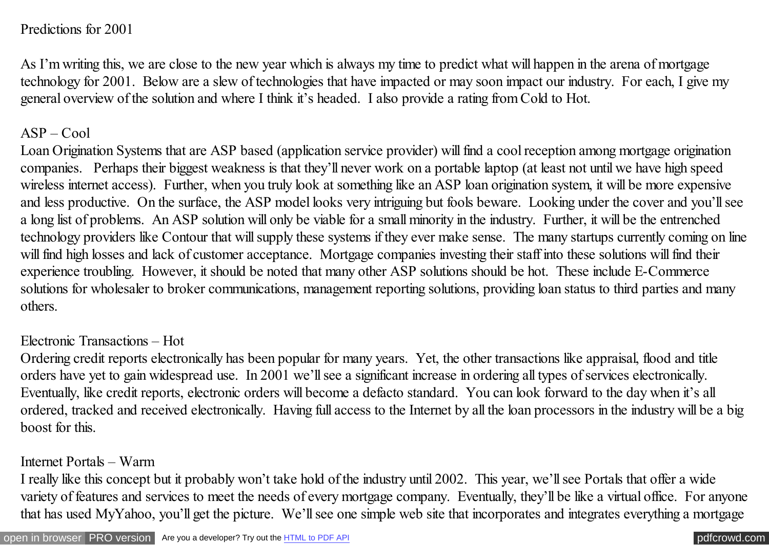# Predictions for 2001

As I'm writing this, we are close to the new year which is always my time to predict what will happen in the arena of mortgage technology for 2001. Below are a slew of technologies that have impacted or may soon impact our industry. For each, I give my general overview of the solution and where I think it's headed. I also provide a rating from Cold to Hot.

## ASP – Cool

Loan Origination Systems that are ASP based (application service provider) will find a cool reception among mortgage origination companies. Perhaps their biggest weakness is that they'll never work on a portable laptop (at least not until we have high speed wireless internet access). Further, when you truly look at something like an ASP loan origination system, it will be more expensive and less productive. On the surface, the ASP model looks very intriguing but fools beware. Looking under the cover and you'll see a long list of problems. An ASP solution will only be viable for a small minority in the industry. Further, it will be the entrenched technology providers like Contour that will supply these systems if they ever make sense. The many startups currently coming on line will find high losses and lack of customer acceptance. Mortgage companies investing their staff into these solutions will find their experience troubling. However, it should be noted that many other ASP solutions should be hot. These include E-Commerce solutions for wholesaler to broker communications, management reporting solutions, providing loan status to third parties and many others.

## Electronic Transactions – Hot

Ordering credit reports electronically has been popular for many years. Yet, the other transactions like appraisal, flood and title orders have yet to gain widespread use. In 2001 we'll see a significant increase in ordering all types of services electronically. Eventually, like credit reports, electronic orders will become a defacto standard. You can look forward to the day when it's all ordered, tracked and received electronically. Having full access to the Internet by all the loan processors in the industry will be a big boost for this.

## Internet Portals – Warm

I really like this concept but it probably won't take hold of the industry until 2002. This year, we'll see Portals that offer a wide variety of features and services to meet the needs of every mortgage company. Eventually, they'll be like a virtual office. For anyone that has used MyYahoo, you'll get the picture. We'll see one simple web site that incorporates and integrates everything a mortgage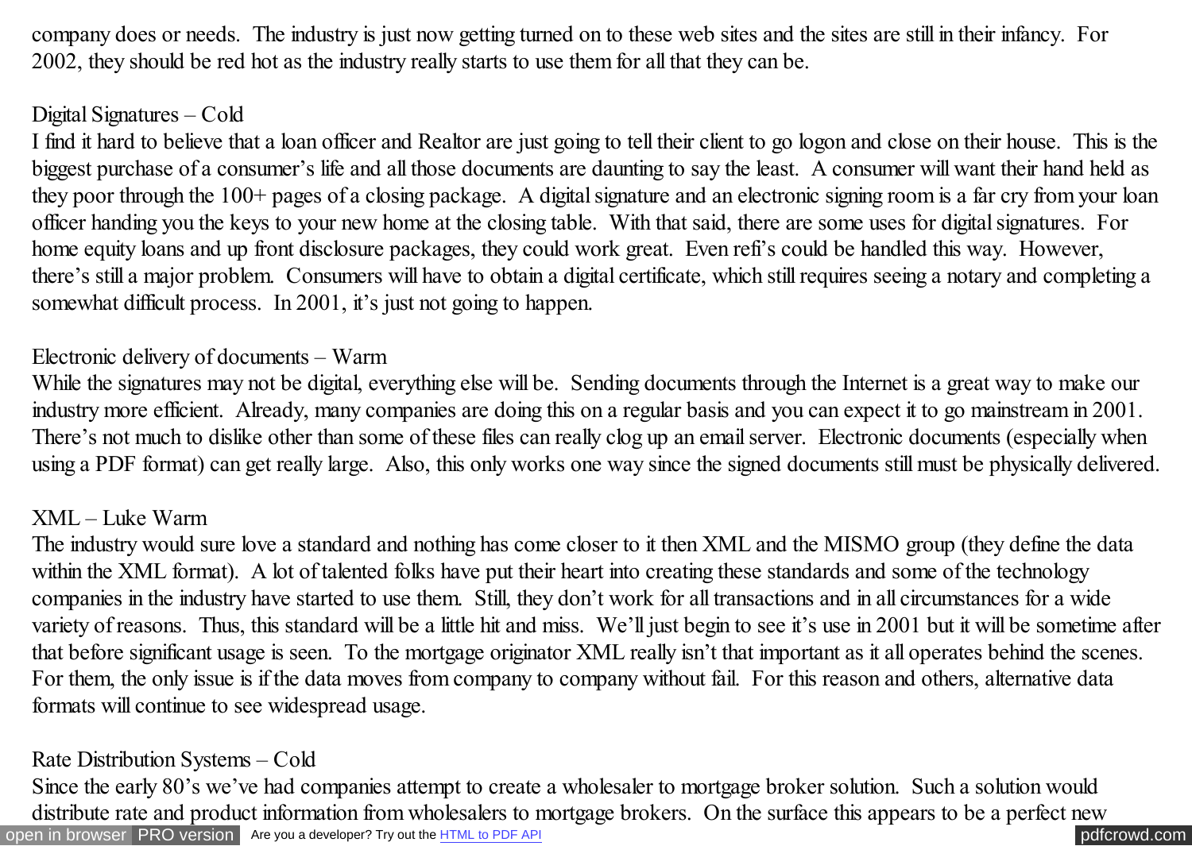company does or needs. The industry is just now getting turned on to these web sites and the sites are still in their infancy. For 2002, they should be red hot as the industry really starts to use them for all that they can be.

Digital Signatures – Cold

I find it hard to believe that a loan officer and Realtor are just going to tell their client to go logon and close on their house. This is the biggest purchase of a consumer's life and all those documents are daunting to say the least. A consumer will want their hand held as they poor through the 100+ pages of a closing package. A digital signature and an electronic signing room is a far cry from your loan officer handing you the keys to your new home at the closing table. With that said, there are some uses for digital signatures. For home equity loans and up front disclosure packages, they could work great. Even refi's could be handled this way. However, there's still a major problem. Consumers will have to obtain a digital certificate, which still requires seeing a notary and completing a somewhat difficult process. In 2001, it's just not going to happen.

Electronic delivery of documents – Warm

While the signatures may not be digital, everything else will be. Sending documents through the Internet is a great way to make our industry more efficient. Already, many companies are doing this on a regular basis and you can expect it to go mainstream in 2001. There's not much to dislike other than some of these files can really clog up an email server. Electronic documents (especially when using a PDF format) can get really large. Also, this only works one way since the signed documents still must be physically delivered.

XML – Luke Warm

The industry would sure love a standard and nothing has come closer to it then XML and the MISMO group (they define the data within the XML format). A lot of talented folks have put their heart into creating these standards and some of the technology companies in the industry have started to use them. Still, they don't work for all transactions and in all circumstances for a wide variety of reasons. Thus, this standard will be a little hit and miss. We'll just begin to see it's use in 2001 but it will be sometime after that before significant usage is seen. To the mortgage originator XML really isn't that important as it all operates behind the scenes. For them, the only issue is if the data moves from company to company without fail. For this reason and others, alternative data formats will continue to see widespread usage.

Rate Distribution Systems – Cold

Since the early 80's we've had companies attempt to create a wholesaler to mortgage broker solution. Such a solution would distribute rate and product information from wholesalers to mortgage brokers. On the surface this appears to be a perfect new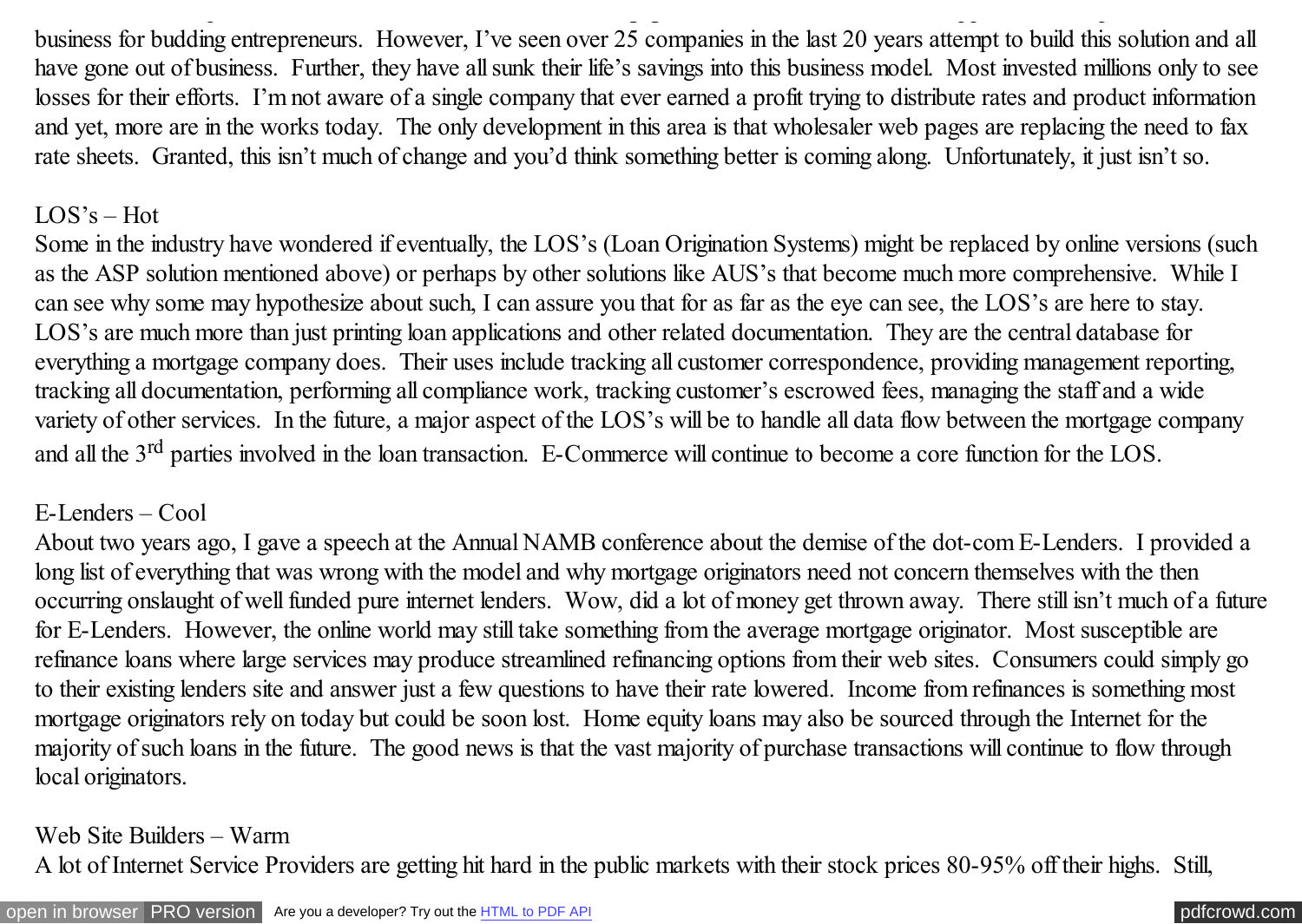business for budding entrepreneurs. However, I've seen over 25 companies in the last 20 years attempt to build this solution and all have gone out of business. Further, they have all sunk their life's savings into this business model. Most invested millions only to see losses for their efforts. I'm not aware of a single company that ever earned a profit trying to distribute rates and product information and yet, more are in the works today. The only development in this area is that wholesaler web pages are replacing the need to fax rate sheets. Granted, this isn't much of change and you'd think something better is coming along. Unfortunately, it just isn't so.

LOS's – Hot

Some in the industry have wondered if eventually, the LOS's (Loan Origination Systems) might be replaced by online versions (such as the ASP solution mentioned above) or perhaps by other solutions like AUS's that become much more comprehensive. While I can see why some may hypothesize about such, I can assure you that for as far as the eye can see, the LOS's are here to stay. LOS's are much more than just printing loan applications and other related documentation. They are the central database for everything a mortgage company does. Their uses include tracking all customer correspondence, providing management reporting, tracking all documentation, performing all compliance work, tracking customer's escrowed fees, managing the staff and a wide variety of other services. In the future, a major aspect of the LOS's will be to handle all data flow between the mortgage company and all the 3rd parties involved in the loan transaction. E-Commerce will continue to become a core function for the LOS.

E-Lenders – Cool

About two years ago, I gave a speech at the Annual NAMB conference about the demise of the dot-com E-Lenders. I provided a long list of everything that was wrong with the model and why mortgage originators need not concern themselves with the then occurring onslaught of well funded pure internet lenders. Wow, did a lot of money get thrown away. There still isn't much of a future for E-Lenders. However, the online world may still take something from the average mortgage originator. Most susceptible are refinance loans where large services may produce streamlined refinancing options from their web sites. Consumers could simply go to their existing lenders site and answer just a few questions to have their rate lowered. Income from refinances is something most mortgage originators rely on today but could be soon lost. Home equity loans may also be sourced through the Internet for the majority of such loans in the future. The good news is that the vast majority of purchase transactions will continue to flow through local originators.

Web Site Builders – Warm

A lot of Internet Service Providers are getting hit hard in the public markets with their stock prices 80-95% off their highs. Still,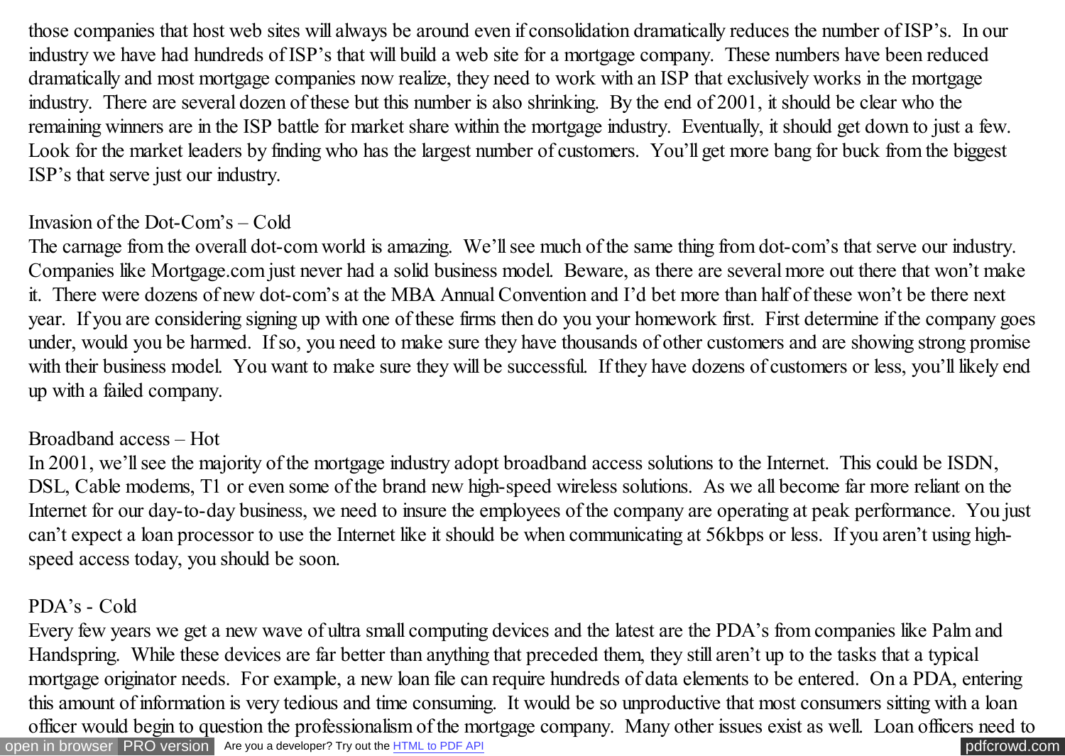those companies that host web sites will always be around even if consolidation dramatically reduces the number of ISP's. In our industry we have had hundreds of ISP's that will build a web site for a mortgage company. These numbers have been reduced dramatically and most mortgage companies now realize, they need to work with an ISP that exclusively works in the mortgage industry. There are several dozen of these but this number is also shrinking. By the end of 2001, it should be clear who the remaining winners are in the ISP battle for market share within the mortgage industry. Eventually, it should get down to just a few. Look for the market leaders by finding who has the largest number of customers. You'll get more bang for buck from the biggest ISP's that serve just our industry.

Invasion of the Dot-Com's – Cold

The carnage from the overall dot-com world is amazing. We'll see much of the same thing from dot-com's that serve our industry. Companies like Mortgage.com just never had a solid business model. Beware, as there are several more out there that won't make it. There were dozens of new dot-com's at the MBA Annual Convention and I'd bet more than half of these won't be there next year. If you are considering signing up with one of these firms then do you your homework first. First determine if the company goes under, would you be harmed. If so, you need to make sure they have thousands of other customers and are showing strong promise with their business model. You want to make sure they will be successful. If they have dozens of customers or less, you'll likely end up with a failed company.

Broadband access – Hot

In 2001, we'll see the majority of the mortgage industry adopt broadband access solutions to the Internet. This could be ISDN, DSL, Cable modems, T1 or even some of the brand new high-speed wireless solutions. As we all become far more reliant on the Internet for our day-to-day business, we need to insure the employees of the company are operating at peak performance. You just can't expect a loan processor to use the Internet like it should be when communicating at 56kbps or less. If you aren't using high-speed access today, you should be soon.

PDA's - Cold

Every few years we get a new wave of ultra small computing devices and the latest are the PDA's from companies like Palm and Handspring. While these devices are far better than anything that preceded them, they still aren't up to the tasks that a typical mortgage originator needs. For example, a new loan file can require hundreds of data elements to be entered. On a PDA, entering this amount of information is very tedious and time consuming. It would be so unproductive that most consumers sitting with a loan officer would begin to question the professionalism of the mortgage company. Many other issues exist as well. Loan officers need to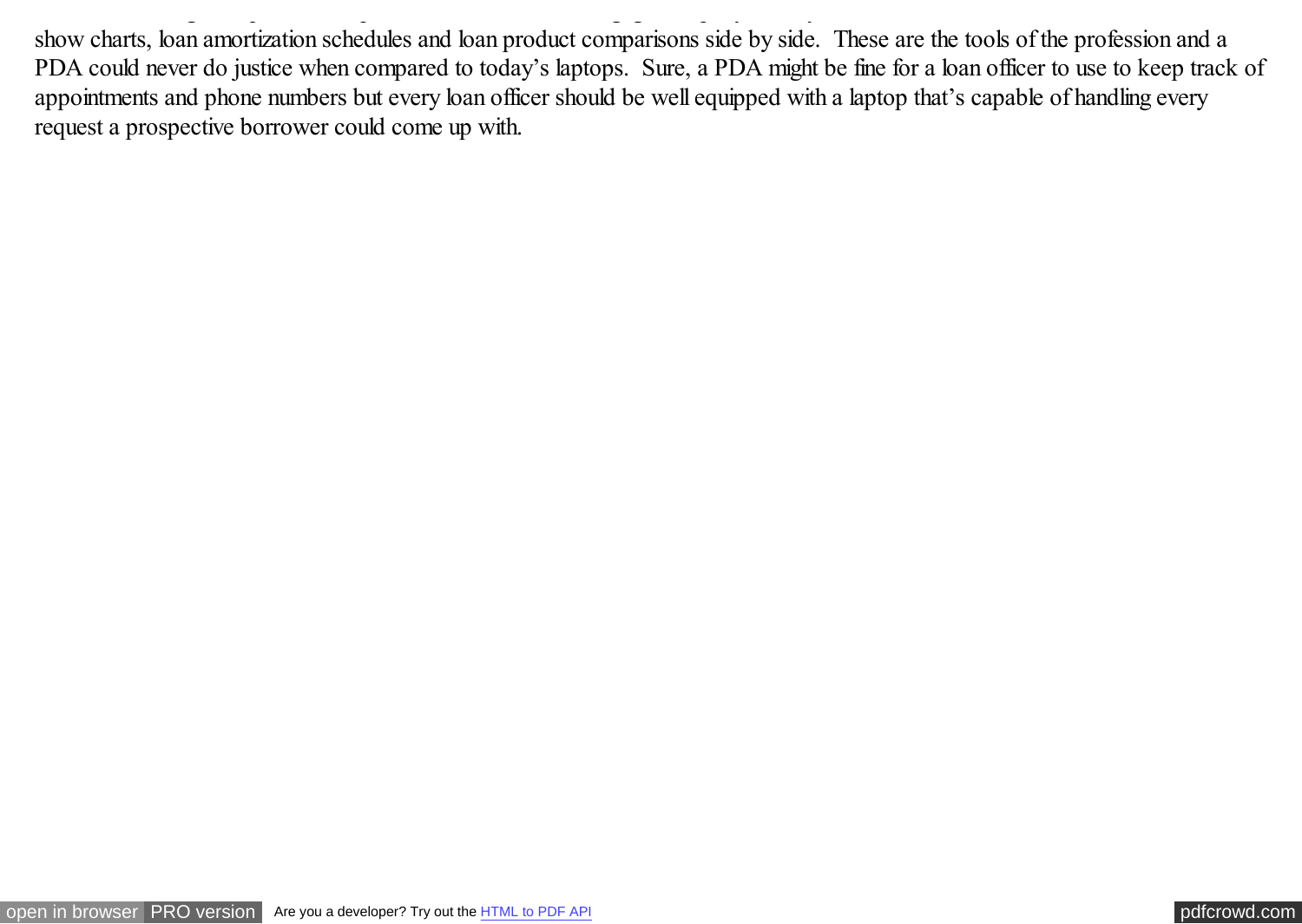show charts, loan amortization schedules and loan product comparisons side by side. These are the tools of the profession and a PDA could never do justice when compared to today's laptops. Sure, a PDA might be fine for a loan officer to use to keep track of appointments and phone numbers but every loan officer should be well equipped with a laptop that's capable of handling every request a prospective borrower could come up with.